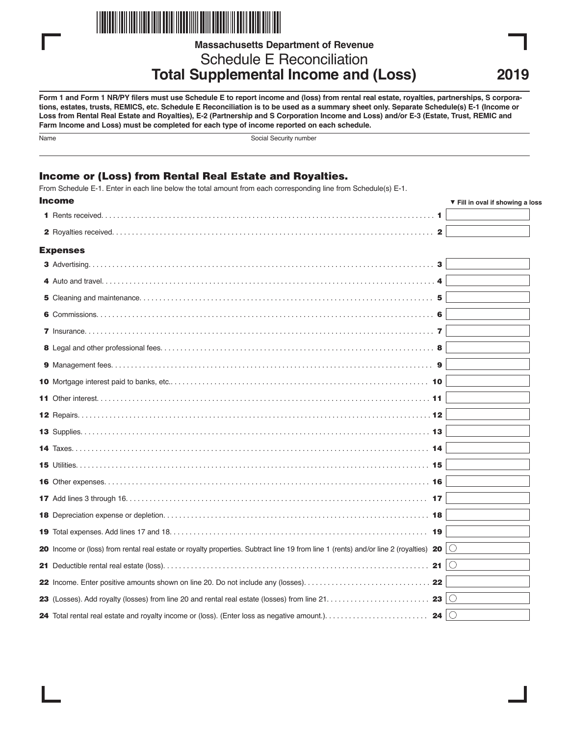Massachusetts Department of Revenue

# Schedule E Reconciliation
# Total Supplemental Income and (Loss)

2019

**Form 1 and Form 1 NR/PY filers must use Schedule E to report income and (loss) from rental real estate, royalties, partnerships, S corporations, estates, trusts, REMICS, etc. Schedule E Reconciliation is to be used as a summary sheet only. Separate Schedule(s) E-1 (Income or Loss from Rental Real Estate and Royalties), E-2 (Partnership and S Corporation Income and Loss) and/or E-3 (Estate, Trust, REMIC and Farm Income and Loss) must be completed for each type of income reported on each schedule.**

Name

Social Security number

## Income or (Loss) from Rental Real Estate and Royalties.

From Schedule E-1. Enter in each line below the total amount from each corresponding line from Schedule(s) E-1.

### Income

▼ Fill in oval if showing a loss

| Line | Description | Line | Amount |
|---|---|---|---|
| 1 | Rents received | 1 | |
| 2 | Royalties received | 2 | |

### Expenses

| Line | Description | Line | Amount |
|---|---|---|---|
| 3 | Advertising | 3 | |
| 4 | Auto and travel | 4 | |
| 5 | Cleaning and maintenance | 5 | |
| 6 | Commissions | 6 | |
| 7 | Insurance | 7 | |
| 8 | Legal and other professional fees | 8 | |
| 9 | Management fees | 9 | |
| 10 | Mortgage interest paid to banks, etc. | 10 | |
| 11 | Other interest | 11 | |
| 12 | Repairs | 12 | |
| 13 | Supplies | 13 | |
| 14 | Taxes | 14 | |
| 15 | Utilities | 15 | |
| 16 | Other expenses | 16 | |
| 17 | Add lines 3 through 16 | 17 | |
| 18 | Depreciation expense or depletion | 18 | |
| 19 | Total expenses. Add lines 17 and 18 | 19 | |
| 20 | Income or (loss) from rental real estate or royalty properties. Subtract line 19 from line 1 (rents) and/or line 2 (royalties) | 20 | ○ |
| 21 | Deductible rental real estate (loss) | 21 | ○ |
| 22 | Income. Enter positive amounts shown on line 20. Do not include any (losses) | 22 | |
| 23 | (Losses). Add royalty (losses) from line 20 and rental real estate (losses) from line 21 | 23 | ○ |
| 24 | Total rental real estate and royalty income or (loss). (Enter loss as negative amount.) | 24 | ○ |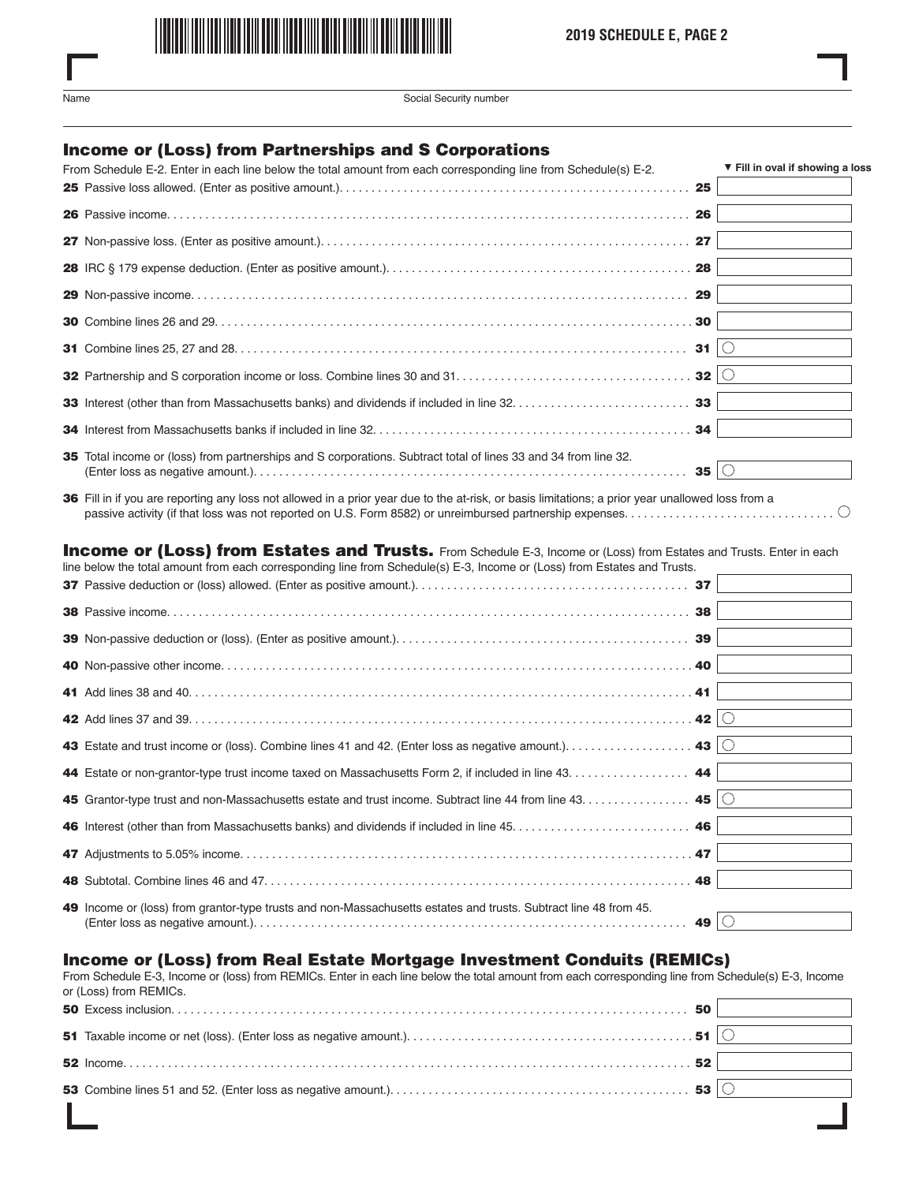## 2019 SCHEDULE E, PAGE 2

Name | Social Security number

### Income or (Loss) from Partnerships and S Corporations

From Schedule E-2. Enter in each line below the total amount from each corresponding line from Schedule(s) E-2.

▼ Fill in oval if showing a loss

| Line | Description | Amount |
|---|---|---|
| 25 | Passive loss allowed. (Enter as positive amount.) | |
| 26 | Passive income | |
| 27 | Non-passive loss. (Enter as positive amount.) | |
| 28 | IRC § 179 expense deduction. (Enter as positive amount.) | |
| 29 | Non-passive income | |
| 30 | Combine lines 26 and 29 | |
| 31 | Combine lines 25, 27 and 28 | ○ |
| 32 | Partnership and S corporation income or loss. Combine lines 30 and 31 | ○ |
| 33 | Interest (other than from Massachusetts banks) and dividends if included in line 32 | |
| 34 | Interest from Massachusetts banks if included in line 32 | |
| 35 | Total income or (loss) from partnerships and S corporations. Subtract total of lines 33 and 34 from line 32. (Enter loss as negative amount.) | ○ |

**36** Fill in if you are reporting any loss not allowed in a prior year due to the at-risk, or basis limitations; a prior year unallowed loss from a passive activity (if that loss was not reported on U.S. Form 8582) or unreimbursed partnership expenses. ○

### Income or (Loss) from Estates and Trusts.

From Schedule E-3, Income or (Loss) from Estates and Trusts. Enter in each line below the total amount from each corresponding line from Schedule(s) E-3, Income or (Loss) from Estates and Trusts.

| Line | Description | Amount |
|---|---|---|
| 37 | Passive deduction or (loss) allowed. (Enter as positive amount.) | |
| 38 | Passive income | |
| 39 | Non-passive deduction or (loss). (Enter as positive amount.) | |
| 40 | Non-passive other income | |
| 41 | Add lines 38 and 40 | |
| 42 | Add lines 37 and 39 | ○ |
| 43 | Estate and trust income or (loss). Combine lines 41 and 42. (Enter loss as negative amount.) | ○ |
| 44 | Estate or non-grantor-type trust income taxed on Massachusetts Form 2, if included in line 43 | |
| 45 | Grantor-type trust and non-Massachusetts estate and trust income. Subtract line 44 from line 43 | ○ |
| 46 | Interest (other than from Massachusetts banks) and dividends if included in line 45 | |
| 47 | Adjustments to 5.05% income | |
| 48 | Subtotal. Combine lines 46 and 47 | |
| 49 | Income or (loss) from grantor-type trusts and non-Massachusetts estates and trusts. Subtract line 48 from 45. (Enter loss as negative amount.) | ○ |

### Income or (Loss) from Real Estate Mortgage Investment Conduits (REMICs)

From Schedule E-3, Income or (loss) from REMICs. Enter in each line below the total amount from each corresponding line from Schedule(s) E-3, Income or (Loss) from REMICs.

| Line | Description | Amount |
|---|---|---|
| 50 | Excess inclusion | |
| 51 | Taxable income or net (loss). (Enter loss as negative amount.) | ○ |
| 52 | Income | |
| 53 | Combine lines 51 and 52. (Enter loss as negative amount.) | ○ |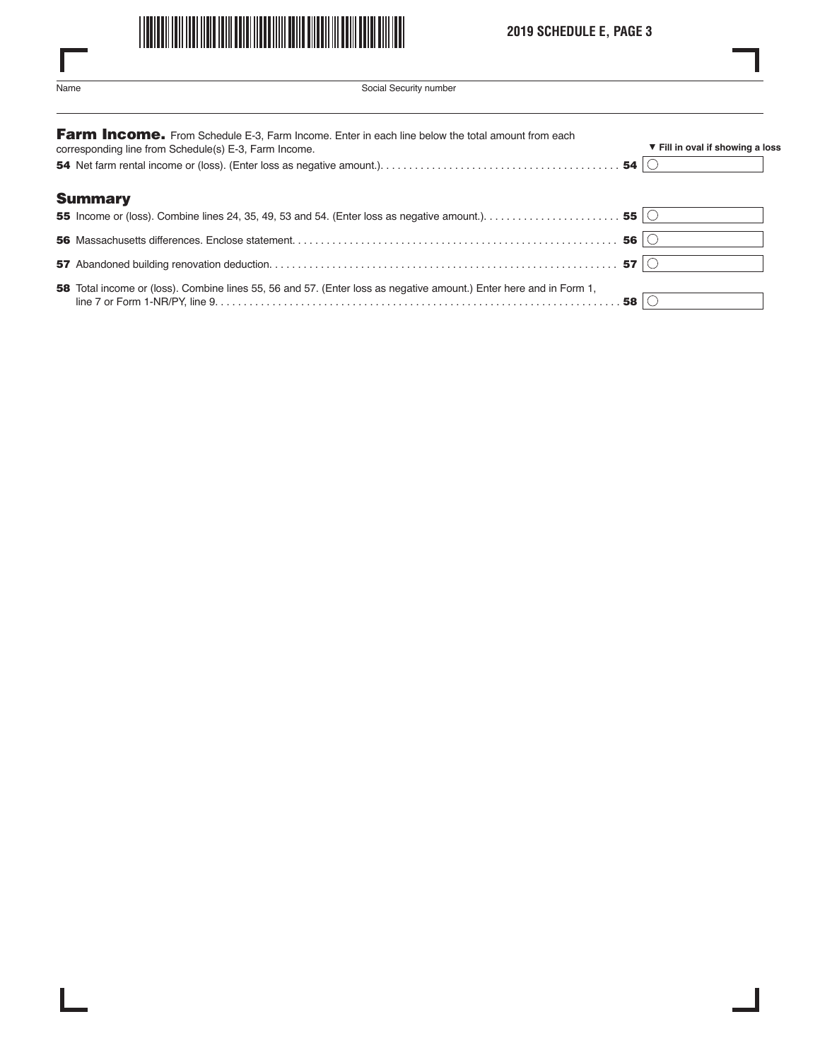**2019 SCHEDULE E, PAGE 3**

Name | Social Security number

## Farm Income.

From Schedule E-3, Farm Income. Enter in each line below the total amount from each corresponding line from Schedule(s) E-3, Farm Income.

▼ Fill in oval if showing a loss

**54** Net farm rental income or (loss). (Enter loss as negative amount.) . . . . . . . . . . . . . . . . . . . . . . . . . . . . . . . . . . . . . . . . . . **54** ○

## Summary

**55** Income or (loss). Combine lines 24, 35, 49, 53 and 54. (Enter loss as negative amount.). . . . . . . . . . . . . . . . . . . . . . . . **55** ○

**56** Massachusetts differences. Enclose statement. . . . . . . . . . . . . . . . . . . . . . . . . . . . . . . . . . . . . . . . . . . . . . . . . . . . . . . . . **56** ○

**57** Abandoned building renovation deduction. . . . . . . . . . . . . . . . . . . . . . . . . . . . . . . . . . . . . . . . . . . . . . . . . . . . . . . . . . . . . **57** ○

**58** Total income or (loss). Combine lines 55, 56 and 57. (Enter loss as negative amount.) Enter here and in Form 1, line 7 or Form 1-NR/PY, line 9. . . . . . . . . . . . . . . . . . . . . . . . . . . . . . . . . . . . . . . . . . . . . . . . . . . . . . . . . . . . . . . . . . . . . . . **58** ○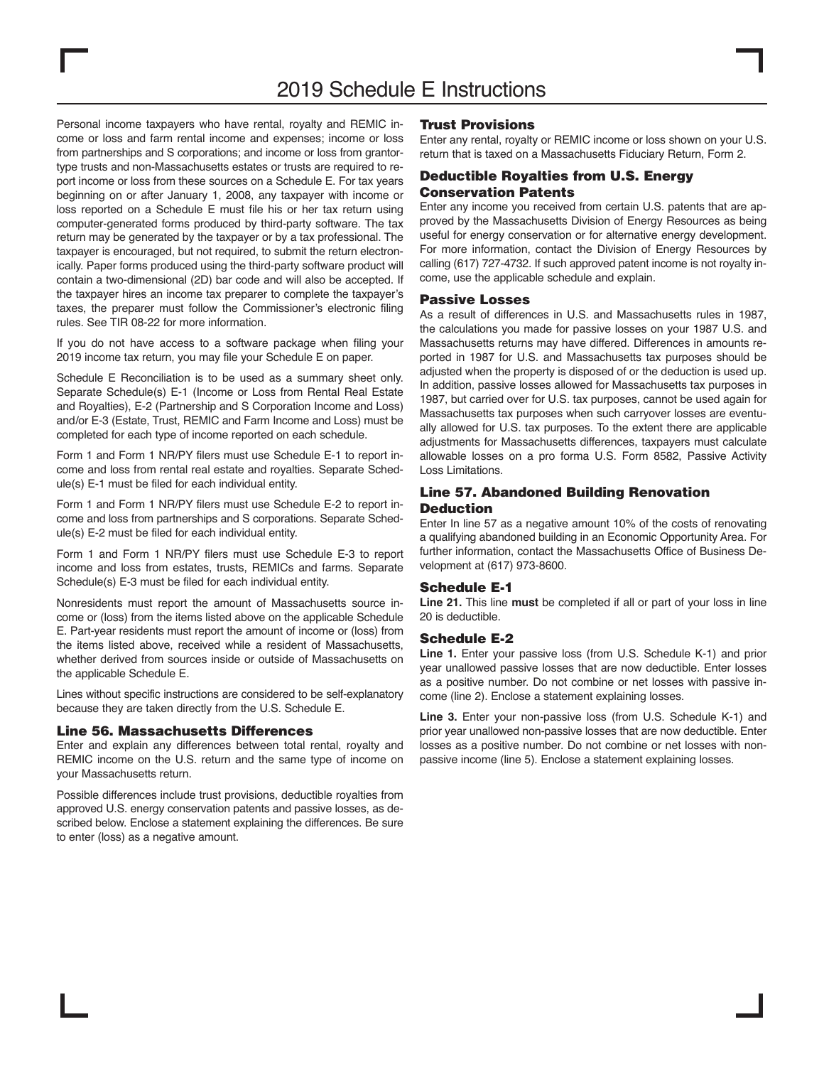# 2019 Schedule E Instructions

Personal income taxpayers who have rental, royalty and REMIC income or loss and farm rental income and expenses; income or loss from partnerships and S corporations; and income or loss from grantor-type trusts and non-Massachusetts estates or trusts are required to report income or loss from these sources on a Schedule E. For tax years beginning on or after January 1, 2008, any taxpayer with income or loss reported on a Schedule E must file his or her tax return using computer-generated forms produced by third-party software. The tax return may be generated by the taxpayer or by a tax professional. The taxpayer is encouraged, but not required, to submit the return electronically. Paper forms produced using the third-party software product will contain a two-dimensional (2D) bar code and will also be accepted. If the taxpayer hires an income tax preparer to complete the taxpayer's taxes, the preparer must follow the Commissioner's electronic filing rules. See TIR 08-22 for more information.

If you do not have access to a software package when filing your 2019 income tax return, you may file your Schedule E on paper.

Schedule E Reconciliation is to be used as a summary sheet only. Separate Schedule(s) E-1 (Income or Loss from Rental Real Estate and Royalties), E-2 (Partnership and S Corporation Income and Loss) and/or E-3 (Estate, Trust, REMIC and Farm Income and Loss) must be completed for each type of income reported on each schedule.

Form 1 and Form 1 NR/PY filers must use Schedule E-1 to report income and loss from rental real estate and royalties. Separate Schedule(s) E-1 must be filed for each individual entity.

Form 1 and Form 1 NR/PY filers must use Schedule E-2 to report income and loss from partnerships and S corporations. Separate Schedule(s) E-2 must be filed for each individual entity.

Form 1 and Form 1 NR/PY filers must use Schedule E-3 to report income and loss from estates, trusts, REMICs and farms. Separate Schedule(s) E-3 must be filed for each individual entity.

Nonresidents must report the amount of Massachusetts source income or (loss) from the items listed above on the applicable Schedule E. Part-year residents must report the amount of income or (loss) from the items listed above, received while a resident of Massachusetts, whether derived from sources inside or outside of Massachusetts on the applicable Schedule E.

Lines without specific instructions are considered to be self-explanatory because they are taken directly from the U.S. Schedule E.

### Line 56. Massachusetts Differences

Enter and explain any differences between total rental, royalty and REMIC income on the U.S. return and the same type of income on your Massachusetts return.

Possible differences include trust provisions, deductible royalties from approved U.S. energy conservation patents and passive losses, as described below. Enclose a statement explaining the differences. Be sure to enter (loss) as a negative amount.

### Trust Provisions

Enter any rental, royalty or REMIC income or loss shown on your U.S. return that is taxed on a Massachusetts Fiduciary Return, Form 2.

### Deductible Royalties from U.S. Energy Conservation Patents

Enter any income you received from certain U.S. patents that are approved by the Massachusetts Division of Energy Resources as being useful for energy conservation or for alternative energy development. For more information, contact the Division of Energy Resources by calling (617) 727-4732. If such approved patent income is not royalty income, use the applicable schedule and explain.

### Passive Losses

As a result of differences in U.S. and Massachusetts rules in 1987, the calculations you made for passive losses on your 1987 U.S. and Massachusetts returns may have differed. Differences in amounts reported in 1987 for U.S. and Massachusetts tax purposes should be adjusted when the property is disposed of or the deduction is used up. In addition, passive losses allowed for Massachusetts tax purposes in 1987, but carried over for U.S. tax purposes, cannot be used again for Massachusetts tax purposes when such carryover losses are eventually allowed for U.S. tax purposes. To the extent there are applicable adjustments for Massachusetts differences, taxpayers must calculate allowable losses on a pro forma U.S. Form 8582, Passive Activity Loss Limitations.

### Line 57. Abandoned Building Renovation Deduction

Enter In line 57 as a negative amount 10% of the costs of renovating a qualifying abandoned building in an Economic Opportunity Area. For further information, contact the Massachusetts Office of Business Development at (617) 973-8600.

### Schedule E-1

**Line 21.** This line **must** be completed if all or part of your loss in line 20 is deductible.

### Schedule E-2

**Line 1.** Enter your passive loss (from U.S. Schedule K-1) and prior year unallowed passive losses that are now deductible. Enter losses as a positive number. Do not combine or net losses with passive income (line 2). Enclose a statement explaining losses.

**Line 3.** Enter your non-passive loss (from U.S. Schedule K-1) and prior year unallowed non-passive losses that are now deductible. Enter losses as a positive number. Do not combine or net losses with non-passive income (line 5). Enclose a statement explaining losses.